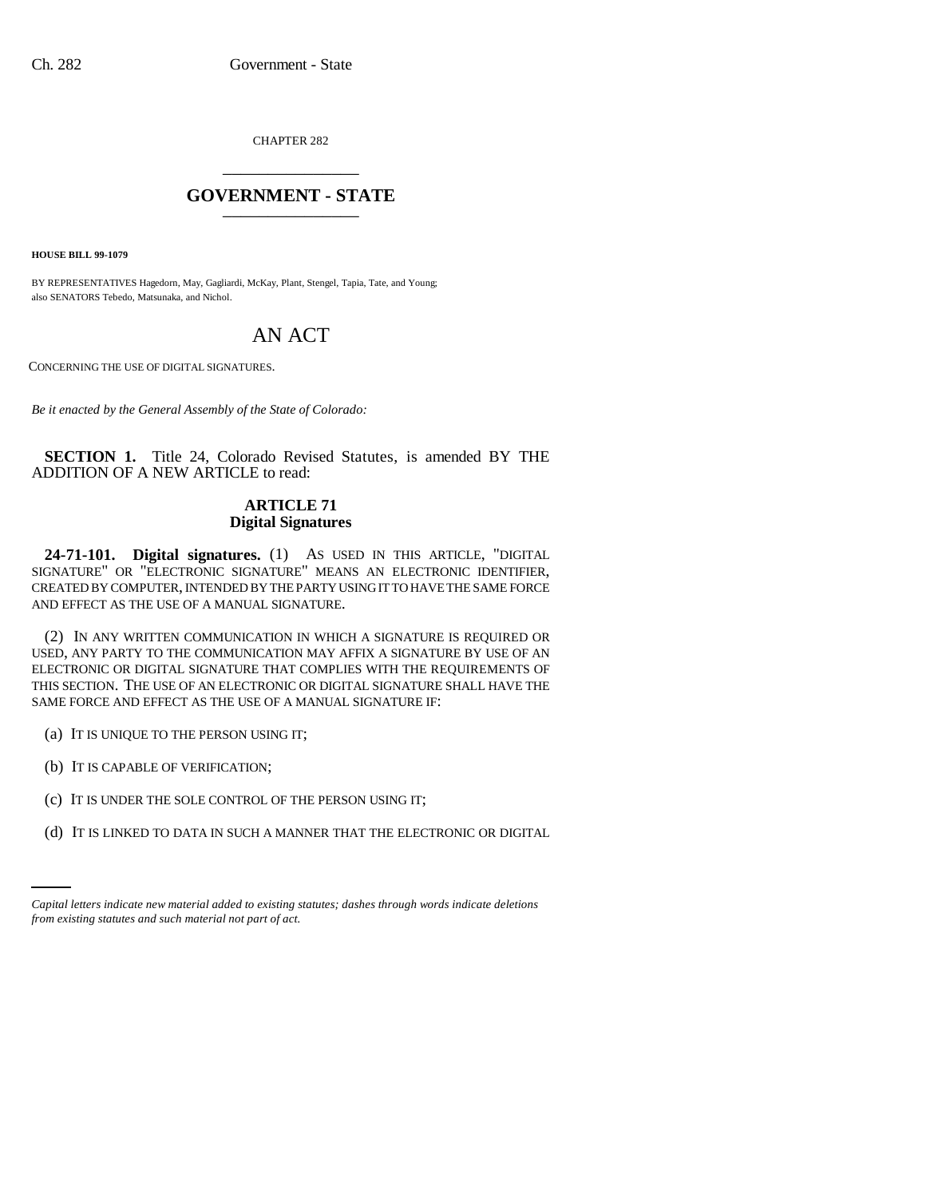CHAPTER 282

# GOVERNMENT - STATE

**HOUSE BILL 99-1079**

BY REPRESENTATIVES Hagedorn, May, Gagliardi, McKay, Plant, Stengel, Tapia, Tate, and Young; also SENATORS Tebedo, Matsunaka, and Nichol.

# AN ACT

CONCERNING THE USE OF DIGITAL SIGNATURES.

*Be it enacted by the General Assembly of the State of Colorado:*

**SECTION 1.** Title 24, Colorado Revised Statutes, is amended BY THE ADDITION OF A NEW ARTICLE to read:

## ARTICLE 71
## Digital Signatures

**24-71-101. Digital signatures.** (1) AS USED IN THIS ARTICLE, "DIGITAL SIGNATURE" OR "ELECTRONIC SIGNATURE" MEANS AN ELECTRONIC IDENTIFIER, CREATED BY COMPUTER, INTENDED BY THE PARTY USING IT TO HAVE THE SAME FORCE AND EFFECT AS THE USE OF A MANUAL SIGNATURE.

(2) IN ANY WRITTEN COMMUNICATION IN WHICH A SIGNATURE IS REQUIRED OR USED, ANY PARTY TO THE COMMUNICATION MAY AFFIX A SIGNATURE BY USE OF AN ELECTRONIC OR DIGITAL SIGNATURE THAT COMPLIES WITH THE REQUIREMENTS OF THIS SECTION. THE USE OF AN ELECTRONIC OR DIGITAL SIGNATURE SHALL HAVE THE SAME FORCE AND EFFECT AS THE USE OF A MANUAL SIGNATURE IF:

(a) IT IS UNIQUE TO THE PERSON USING IT;

(b) IT IS CAPABLE OF VERIFICATION;

(c) IT IS UNDER THE SOLE CONTROL OF THE PERSON USING IT;

(d) IT IS LINKED TO DATA IN SUCH A MANNER THAT THE ELECTRONIC OR DIGITAL

*Capital letters indicate new material added to existing statutes; dashes through words indicate deletions from existing statutes and such material not part of act.*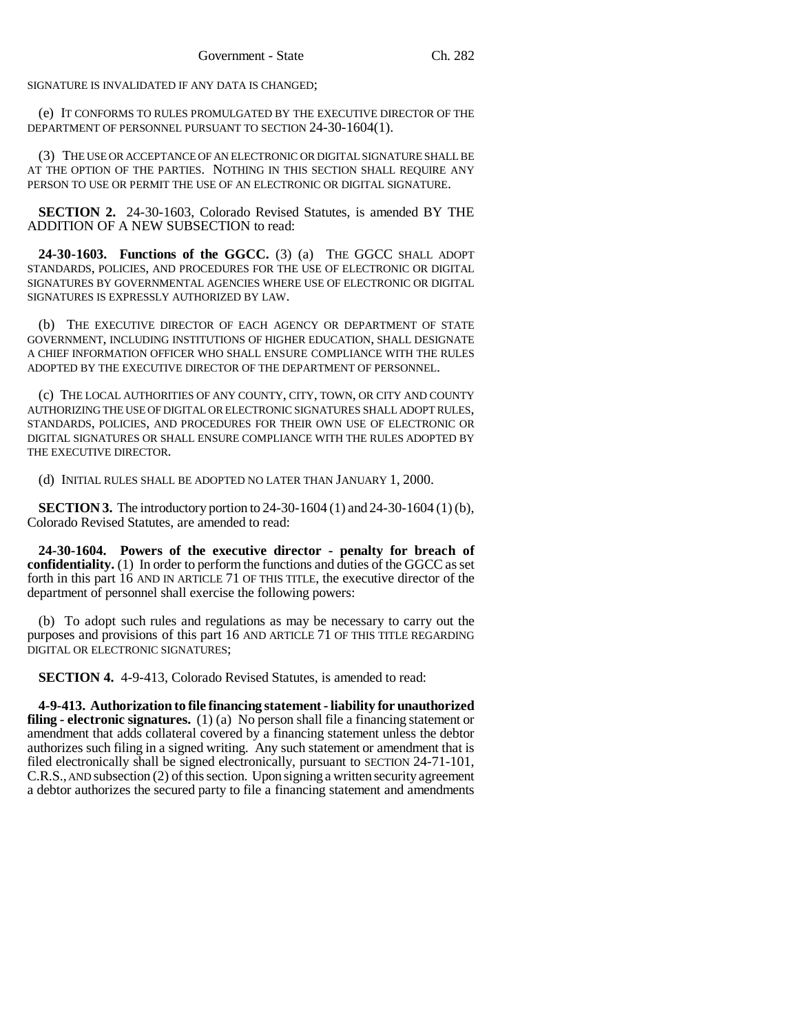SIGNATURE IS INVALIDATED IF ANY DATA IS CHANGED;

(e) IT CONFORMS TO RULES PROMULGATED BY THE EXECUTIVE DIRECTOR OF THE DEPARTMENT OF PERSONNEL PURSUANT TO SECTION 24-30-1604(1).

(3) THE USE OR ACCEPTANCE OF AN ELECTRONIC OR DIGITAL SIGNATURE SHALL BE AT THE OPTION OF THE PARTIES. NOTHING IN THIS SECTION SHALL REQUIRE ANY PERSON TO USE OR PERMIT THE USE OF AN ELECTRONIC OR DIGITAL SIGNATURE.

**SECTION 2.** 24-30-1603, Colorado Revised Statutes, is amended BY THE ADDITION OF A NEW SUBSECTION to read:

**24-30-1603. Functions of the GGCC.** (3) (a) THE GGCC SHALL ADOPT STANDARDS, POLICIES, AND PROCEDURES FOR THE USE OF ELECTRONIC OR DIGITAL SIGNATURES BY GOVERNMENTAL AGENCIES WHERE USE OF ELECTRONIC OR DIGITAL SIGNATURES IS EXPRESSLY AUTHORIZED BY LAW.

(b) THE EXECUTIVE DIRECTOR OF EACH AGENCY OR DEPARTMENT OF STATE GOVERNMENT, INCLUDING INSTITUTIONS OF HIGHER EDUCATION, SHALL DESIGNATE A CHIEF INFORMATION OFFICER WHO SHALL ENSURE COMPLIANCE WITH THE RULES ADOPTED BY THE EXECUTIVE DIRECTOR OF THE DEPARTMENT OF PERSONNEL.

(c) THE LOCAL AUTHORITIES OF ANY COUNTY, CITY, TOWN, OR CITY AND COUNTY AUTHORIZING THE USE OF DIGITAL OR ELECTRONIC SIGNATURES SHALL ADOPT RULES, STANDARDS, POLICIES, AND PROCEDURES FOR THEIR OWN USE OF ELECTRONIC OR DIGITAL SIGNATURES OR SHALL ENSURE COMPLIANCE WITH THE RULES ADOPTED BY THE EXECUTIVE DIRECTOR.

(d) INITIAL RULES SHALL BE ADOPTED NO LATER THAN JANUARY 1, 2000.

**SECTION 3.** The introductory portion to 24-30-1604 (1) and 24-30-1604 (1) (b), Colorado Revised Statutes, are amended to read:

**24-30-1604. Powers of the executive director - penalty for breach of confidentiality.** (1) In order to perform the functions and duties of the GGCC as set forth in this part 16 AND IN ARTICLE 71 OF THIS TITLE, the executive director of the department of personnel shall exercise the following powers:

(b) To adopt such rules and regulations as may be necessary to carry out the purposes and provisions of this part 16 AND ARTICLE 71 OF THIS TITLE REGARDING DIGITAL OR ELECTRONIC SIGNATURES;

**SECTION 4.** 4-9-413, Colorado Revised Statutes, is amended to read:

**4-9-413. Authorization to file financing statement - liability for unauthorized filing - electronic signatures.** (1) (a) No person shall file a financing statement or amendment that adds collateral covered by a financing statement unless the debtor authorizes such filing in a signed writing. Any such statement or amendment that is filed electronically shall be signed electronically, pursuant to SECTION 24-71-101, C.R.S., AND subsection (2) of this section. Upon signing a written security agreement a debtor authorizes the secured party to file a financing statement and amendments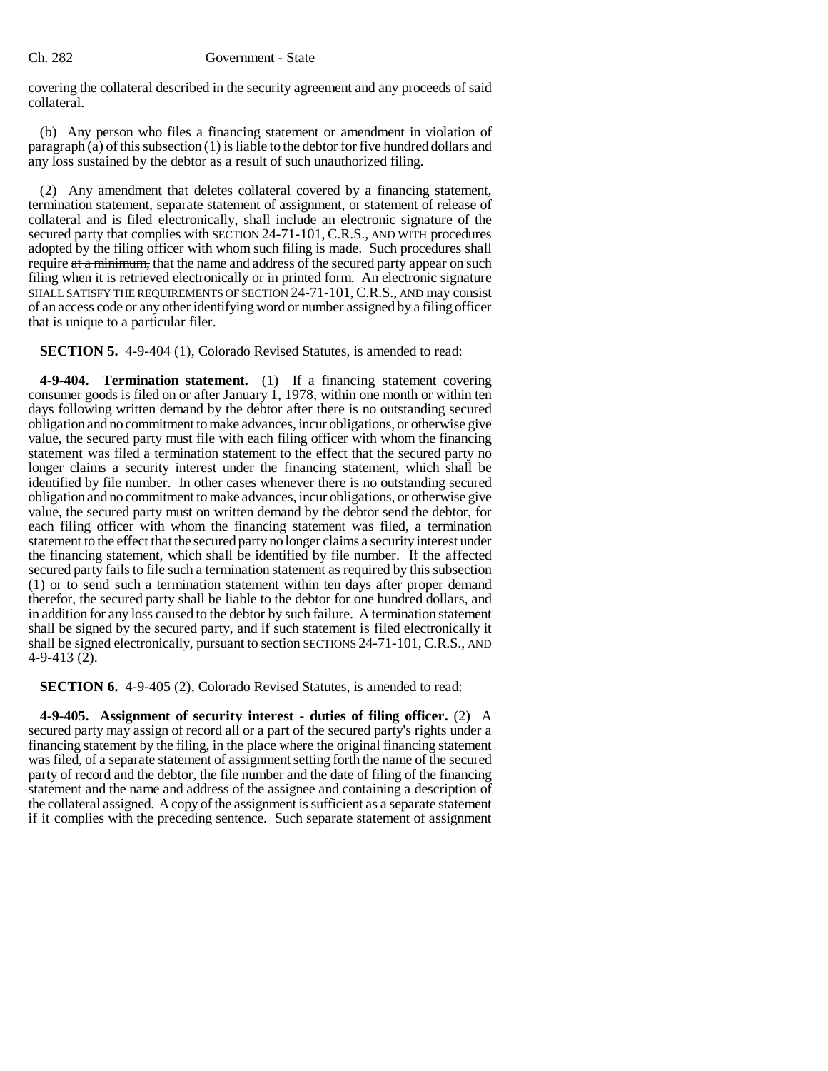covering the collateral described in the security agreement and any proceeds of said collateral.

(b) Any person who files a financing statement or amendment in violation of paragraph (a) of this subsection (1) is liable to the debtor for five hundred dollars and any loss sustained by the debtor as a result of such unauthorized filing.

(2) Any amendment that deletes collateral covered by a financing statement, termination statement, separate statement of assignment, or statement of release of collateral and is filed electronically, shall include an electronic signature of the secured party that complies with SECTION 24-71-101, C.R.S., AND WITH procedures adopted by the filing officer with whom such filing is made. Such procedures shall require ~~at a minimum,~~ that the name and address of the secured party appear on such filing when it is retrieved electronically or in printed form. An electronic signature SHALL SATISFY THE REQUIREMENTS OF SECTION 24-71-101, C.R.S., AND may consist of an access code or any other identifying word or number assigned by a filing officer that is unique to a particular filer.

**SECTION 5.** 4-9-404 (1), Colorado Revised Statutes, is amended to read:

**4-9-404. Termination statement.** (1) If a financing statement covering consumer goods is filed on or after January 1, 1978, within one month or within ten days following written demand by the debtor after there is no outstanding secured obligation and no commitment to make advances, incur obligations, or otherwise give value, the secured party must file with each filing officer with whom the financing statement was filed a termination statement to the effect that the secured party no longer claims a security interest under the financing statement, which shall be identified by file number. In other cases whenever there is no outstanding secured obligation and no commitment to make advances, incur obligations, or otherwise give value, the secured party must on written demand by the debtor send the debtor, for each filing officer with whom the financing statement was filed, a termination statement to the effect that the secured party no longer claims a security interest under the financing statement, which shall be identified by file number. If the affected secured party fails to file such a termination statement as required by this subsection (1) or to send such a termination statement within ten days after proper demand therefor, the secured party shall be liable to the debtor for one hundred dollars, and in addition for any loss caused to the debtor by such failure. A termination statement shall be signed by the secured party, and if such statement is filed electronically it shall be signed electronically, pursuant to ~~section~~ SECTIONS 24-71-101, C.R.S., AND 4-9-413 (2).

**SECTION 6.** 4-9-405 (2), Colorado Revised Statutes, is amended to read:

**4-9-405. Assignment of security interest - duties of filing officer.** (2) A secured party may assign of record all or a part of the secured party's rights under a financing statement by the filing, in the place where the original financing statement was filed, of a separate statement of assignment setting forth the name of the secured party of record and the debtor, the file number and the date of filing of the financing statement and the name and address of the assignee and containing a description of the collateral assigned. A copy of the assignment is sufficient as a separate statement if it complies with the preceding sentence. Such separate statement of assignment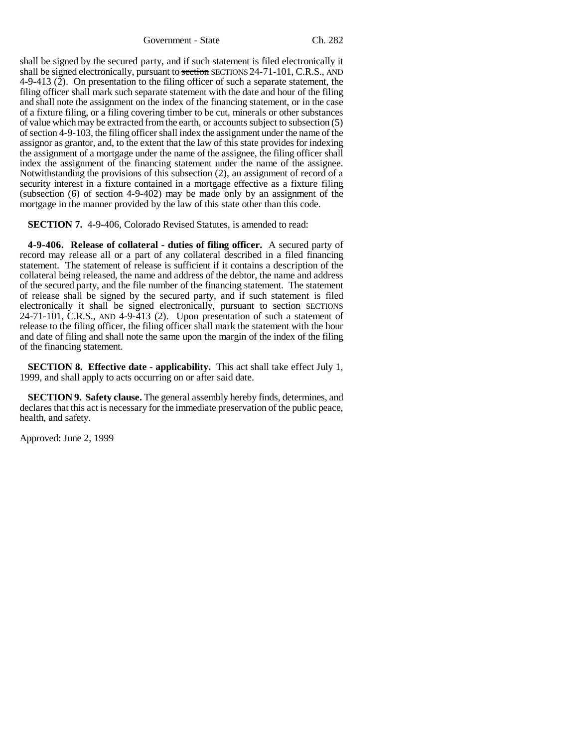shall be signed by the secured party, and if such statement is filed electronically it shall be signed electronically, pursuant to ~~section~~ SECTIONS 24-71-101, C.R.S., AND 4-9-413 (2). On presentation to the filing officer of such a separate statement, the filing officer shall mark such separate statement with the date and hour of the filing and shall note the assignment on the index of the financing statement, or in the case of a fixture filing, or a filing covering timber to be cut, minerals or other substances of value which may be extracted from the earth, or accounts subject to subsection (5) of section 4-9-103, the filing officer shall index the assignment under the name of the assignor as grantor, and, to the extent that the law of this state provides for indexing the assignment of a mortgage under the name of the assignee, the filing officer shall index the assignment of the financing statement under the name of the assignee. Notwithstanding the provisions of this subsection (2), an assignment of record of a security interest in a fixture contained in a mortgage effective as a fixture filing (subsection (6) of section 4-9-402) may be made only by an assignment of the mortgage in the manner provided by the law of this state other than this code.

**SECTION 7.** 4-9-406, Colorado Revised Statutes, is amended to read:

**4-9-406. Release of collateral - duties of filing officer.** A secured party of record may release all or a part of any collateral described in a filed financing statement. The statement of release is sufficient if it contains a description of the collateral being released, the name and address of the debtor, the name and address of the secured party, and the file number of the financing statement. The statement of release shall be signed by the secured party, and if such statement is filed electronically it shall be signed electronically, pursuant to ~~section~~ SECTIONS 24-71-101, C.R.S., AND 4-9-413 (2). Upon presentation of such a statement of release to the filing officer, the filing officer shall mark the statement with the hour and date of filing and shall note the same upon the margin of the index of the filing of the financing statement.

**SECTION 8. Effective date - applicability.** This act shall take effect July 1, 1999, and shall apply to acts occurring on or after said date.

**SECTION 9. Safety clause.** The general assembly hereby finds, determines, and declares that this act is necessary for the immediate preservation of the public peace, health, and safety.

Approved: June 2, 1999